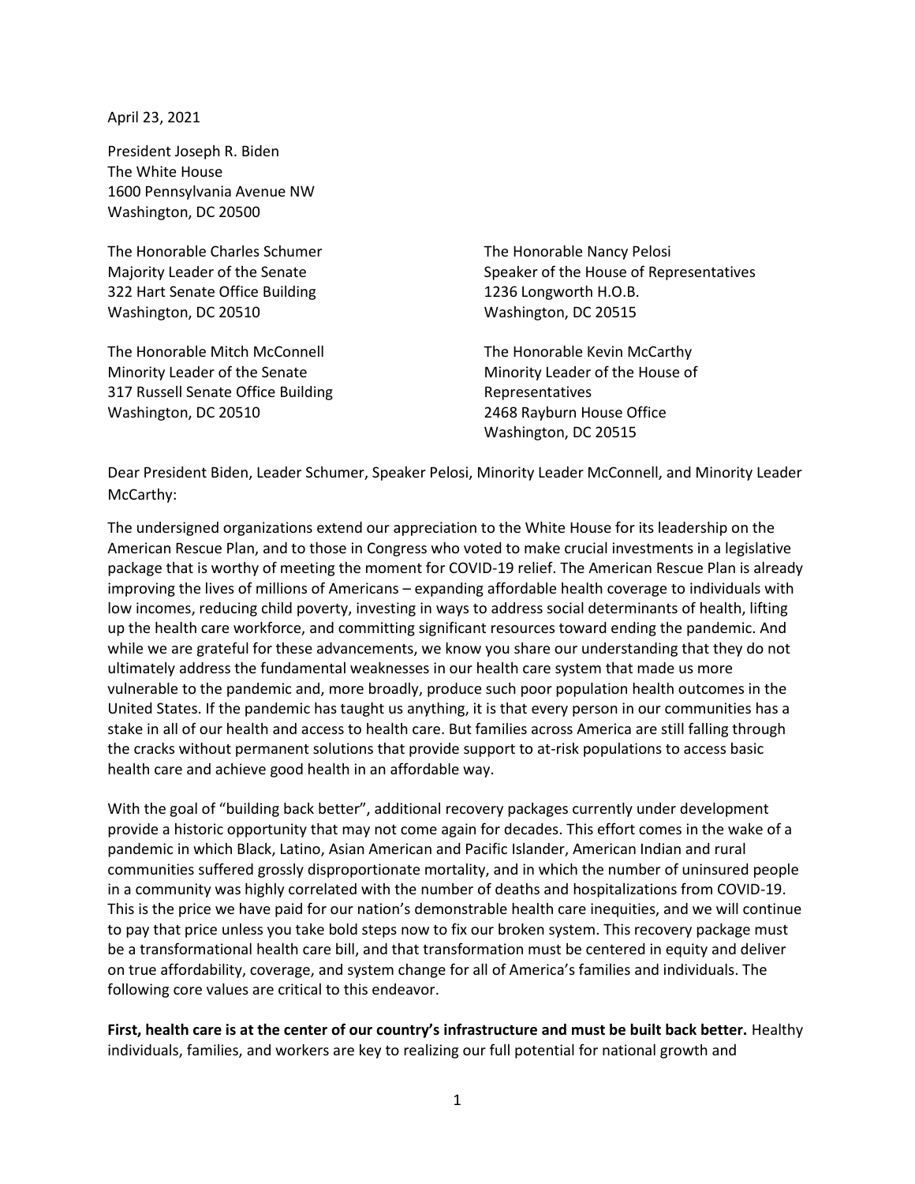April 23, 2021

President Joseph R. Biden
The White House
1600 Pennsylvania Avenue NW
Washington, DC 20500

The Honorable Charles Schumer
Majority Leader of the Senate
322 Hart Senate Office Building
Washington, DC 20510

The Honorable Nancy Pelosi
Speaker of the House of Representatives
1236 Longworth H.O.B.
Washington, DC 20515

The Honorable Mitch McConnell
Minority Leader of the Senate
317 Russell Senate Office Building
Washington, DC 20510

The Honorable Kevin McCarthy
Minority Leader of the House of Representatives
2468 Rayburn House Office
Washington, DC 20515

Dear President Biden, Leader Schumer, Speaker Pelosi, Minority Leader McConnell, and Minority Leader McCarthy:

The undersigned organizations extend our appreciation to the White House for its leadership on the American Rescue Plan, and to those in Congress who voted to make crucial investments in a legislative package that is worthy of meeting the moment for COVID-19 relief. The American Rescue Plan is already improving the lives of millions of Americans – expanding affordable health coverage to individuals with low incomes, reducing child poverty, investing in ways to address social determinants of health, lifting up the health care workforce, and committing significant resources toward ending the pandemic. And while we are grateful for these advancements, we know you share our understanding that they do not ultimately address the fundamental weaknesses in our health care system that made us more vulnerable to the pandemic and, more broadly, produce such poor population health outcomes in the United States. If the pandemic has taught us anything, it is that every person in our communities has a stake in all of our health and access to health care. But families across America are still falling through the cracks without permanent solutions that provide support to at-risk populations to access basic health care and achieve good health in an affordable way.

With the goal of "building back better", additional recovery packages currently under development provide a historic opportunity that may not come again for decades. This effort comes in the wake of a pandemic in which Black, Latino, Asian American and Pacific Islander, American Indian and rural communities suffered grossly disproportionate mortality, and in which the number of uninsured people in a community was highly correlated with the number of deaths and hospitalizations from COVID-19. This is the price we have paid for our nation's demonstrable health care inequities, and we will continue to pay that price unless you take bold steps now to fix our broken system. This recovery package must be a transformational health care bill, and that transformation must be centered in equity and deliver on true affordability, coverage, and system change for all of America's families and individuals. The following core values are critical to this endeavor.

**First, health care is at the center of our country's infrastructure and must be built back better.** Healthy individuals, families, and workers are key to realizing our full potential for national growth and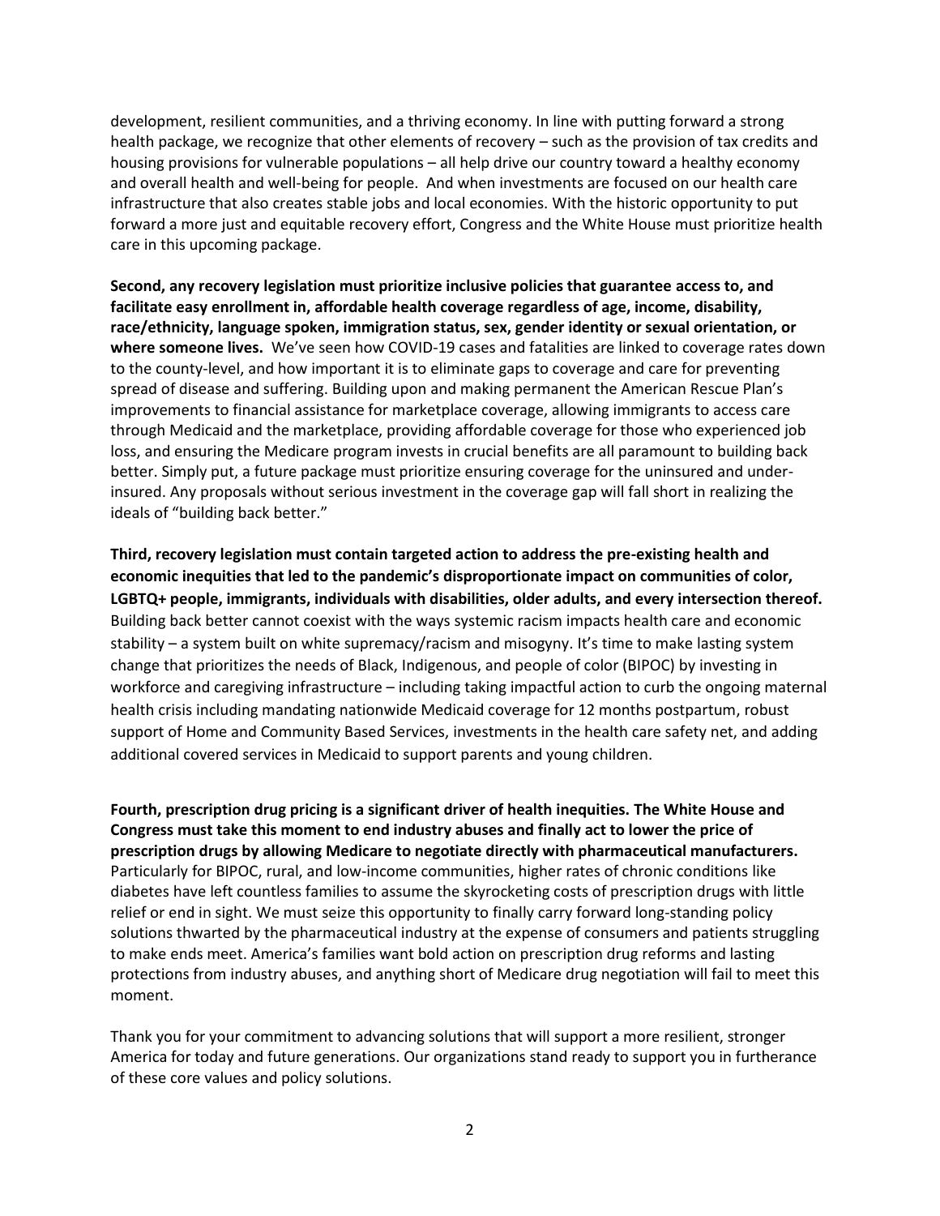development, resilient communities, and a thriving economy. In line with putting forward a strong health package, we recognize that other elements of recovery – such as the provision of tax credits and housing provisions for vulnerable populations – all help drive our country toward a healthy economy and overall health and well-being for people. And when investments are focused on our health care infrastructure that also creates stable jobs and local economies. With the historic opportunity to put forward a more just and equitable recovery effort, Congress and the White House must prioritize health care in this upcoming package.

**Second, any recovery legislation must prioritize inclusive policies that guarantee access to, and facilitate easy enrollment in, affordable health coverage regardless of age, income, disability, race/ethnicity, language spoken, immigration status, sex, gender identity or sexual orientation, or where someone lives.** We've seen how COVID-19 cases and fatalities are linked to coverage rates down to the county-level, and how important it is to eliminate gaps to coverage and care for preventing spread of disease and suffering. Building upon and making permanent the American Rescue Plan's improvements to financial assistance for marketplace coverage, allowing immigrants to access care through Medicaid and the marketplace, providing affordable coverage for those who experienced job loss, and ensuring the Medicare program invests in crucial benefits are all paramount to building back better. Simply put, a future package must prioritize ensuring coverage for the uninsured and under-insured. Any proposals without serious investment in the coverage gap will fall short in realizing the ideals of "building back better."

**Third, recovery legislation must contain targeted action to address the pre-existing health and economic inequities that led to the pandemic's disproportionate impact on communities of color, LGBTQ+ people, immigrants, individuals with disabilities, older adults, and every intersection thereof.** Building back better cannot coexist with the ways systemic racism impacts health care and economic stability – a system built on white supremacy/racism and misogyny. It's time to make lasting system change that prioritizes the needs of Black, Indigenous, and people of color (BIPOC) by investing in workforce and caregiving infrastructure – including taking impactful action to curb the ongoing maternal health crisis including mandating nationwide Medicaid coverage for 12 months postpartum, robust support of Home and Community Based Services, investments in the health care safety net, and adding additional covered services in Medicaid to support parents and young children.

**Fourth, prescription drug pricing is a significant driver of health inequities. The White House and Congress must take this moment to end industry abuses and finally act to lower the price of prescription drugs by allowing Medicare to negotiate directly with pharmaceutical manufacturers.** Particularly for BIPOC, rural, and low-income communities, higher rates of chronic conditions like diabetes have left countless families to assume the skyrocketing costs of prescription drugs with little relief or end in sight. We must seize this opportunity to finally carry forward long-standing policy solutions thwarted by the pharmaceutical industry at the expense of consumers and patients struggling to make ends meet. America's families want bold action on prescription drug reforms and lasting protections from industry abuses, and anything short of Medicare drug negotiation will fail to meet this moment.

Thank you for your commitment to advancing solutions that will support a more resilient, stronger America for today and future generations. Our organizations stand ready to support you in furtherance of these core values and policy solutions.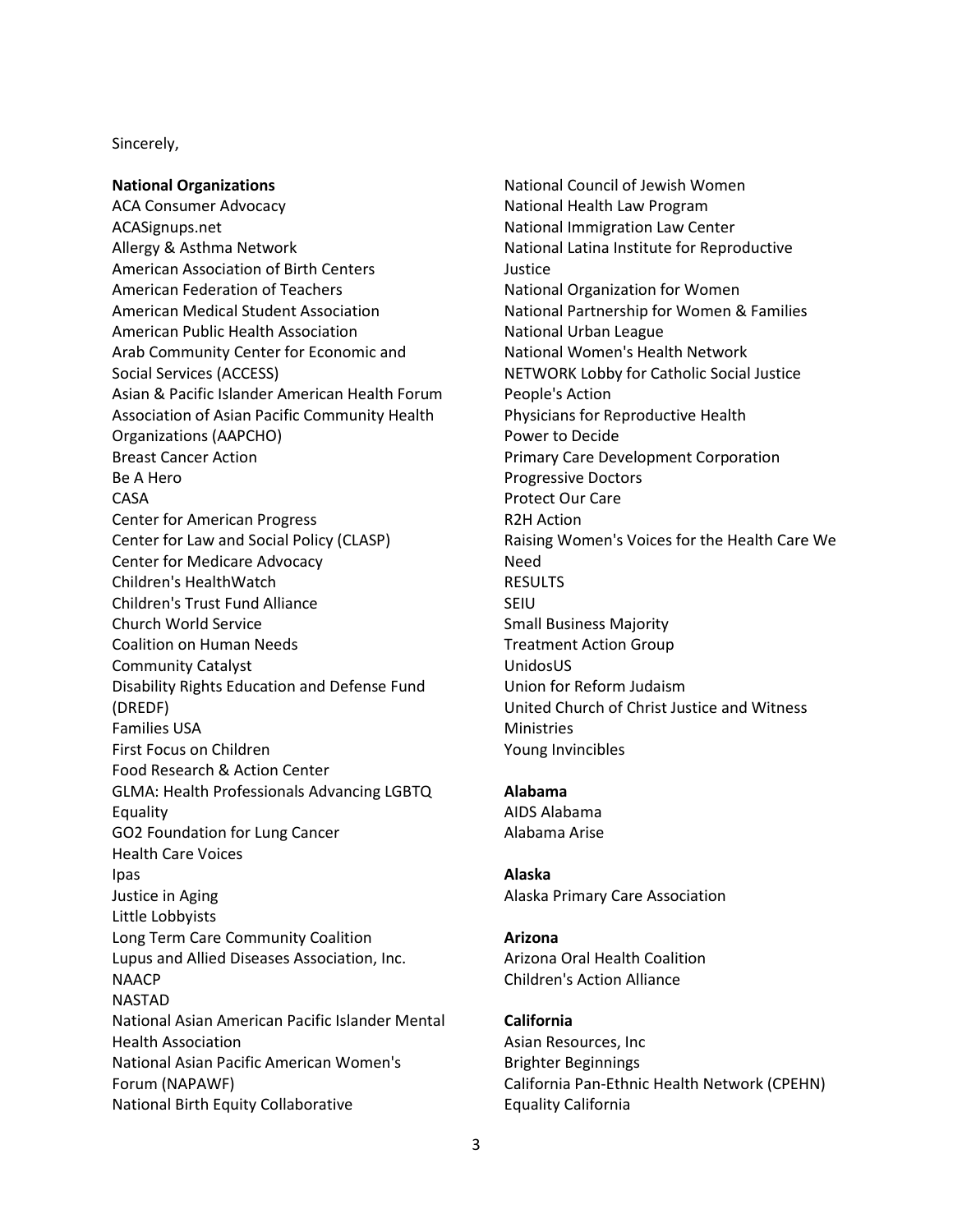Sincerely,

**National Organizations**

ACA Consumer Advocacy
ACASignups.net
Allergy & Asthma Network
American Association of Birth Centers
American Federation of Teachers
American Medical Student Association
American Public Health Association
Arab Community Center for Economic and Social Services (ACCESS)
Asian & Pacific Islander American Health Forum
Association of Asian Pacific Community Health Organizations (AAPCHO)
Breast Cancer Action
Be A Hero
CASA
Center for American Progress
Center for Law and Social Policy (CLASP)
Center for Medicare Advocacy
Children's HealthWatch
Children's Trust Fund Alliance
Church World Service
Coalition on Human Needs
Community Catalyst
Disability Rights Education and Defense Fund (DREDF)
Families USA
First Focus on Children
Food Research & Action Center
GLMA: Health Professionals Advancing LGBTQ Equality
GO2 Foundation for Lung Cancer
Health Care Voices
Ipas
Justice in Aging
Little Lobbyists
Long Term Care Community Coalition
Lupus and Allied Diseases Association, Inc.
NAACP
NASTAD
National Asian American Pacific Islander Mental Health Association
National Asian Pacific American Women's Forum (NAPAWF)
National Birth Equity Collaborative
National Council of Jewish Women
National Health Law Program
National Immigration Law Center
National Latina Institute for Reproductive Justice
National Organization for Women
National Partnership for Women & Families
National Urban League
National Women's Health Network
NETWORK Lobby for Catholic Social Justice
People's Action
Physicians for Reproductive Health
Power to Decide
Primary Care Development Corporation
Progressive Doctors
Protect Our Care
R2H Action
Raising Women's Voices for the Health Care We Need
RESULTS
SEIU
Small Business Majority
Treatment Action Group
UnidosUS
Union for Reform Judaism
United Church of Christ Justice and Witness Ministries
Young Invincibles

**Alabama**

AIDS Alabama
Alabama Arise

**Alaska**

Alaska Primary Care Association

**Arizona**

Arizona Oral Health Coalition
Children's Action Alliance

**California**

Asian Resources, Inc
Brighter Beginnings
California Pan-Ethnic Health Network (CPEHN)
Equality California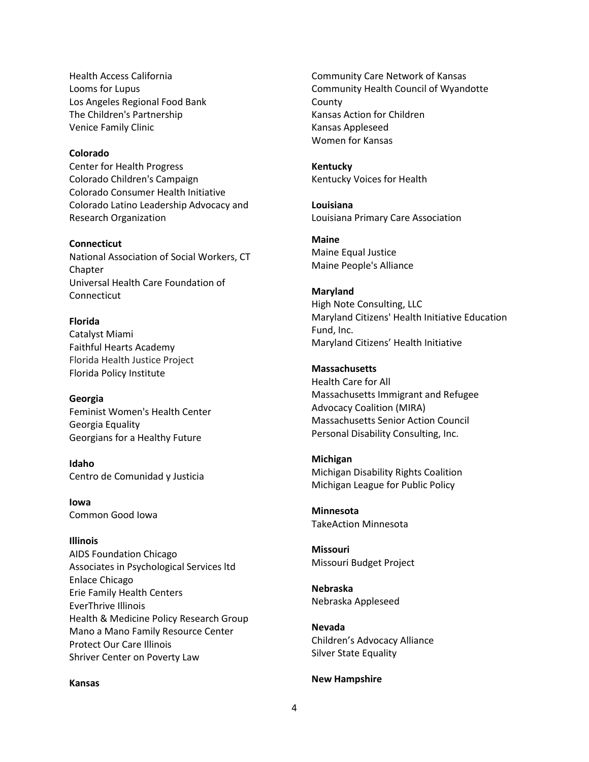Health Access California
Looms for Lupus
Los Angeles Regional Food Bank
The Children's Partnership
Venice Family Clinic

**Colorado**
Center for Health Progress
Colorado Children's Campaign
Colorado Consumer Health Initiative
Colorado Latino Leadership Advocacy and Research Organization

**Connecticut**
National Association of Social Workers, CT Chapter
Universal Health Care Foundation of Connecticut

**Florida**
Catalyst Miami
Faithful Hearts Academy
Florida Health Justice Project
Florida Policy Institute

**Georgia**
Feminist Women's Health Center
Georgia Equality
Georgians for a Healthy Future

**Idaho**
Centro de Comunidad y Justicia

**Iowa**
Common Good Iowa

**Illinois**
AIDS Foundation Chicago
Associates in Psychological Services ltd
Enlace Chicago
Erie Family Health Centers
EverThrive Illinois
Health & Medicine Policy Research Group
Mano a Mano Family Resource Center
Protect Our Care Illinois
Shriver Center on Poverty Law

**Kansas**
Community Care Network of Kansas
Community Health Council of Wyandotte County
Kansas Action for Children
Kansas Appleseed
Women for Kansas

**Kentucky**
Kentucky Voices for Health

**Louisiana**
Louisiana Primary Care Association

**Maine**
Maine Equal Justice
Maine People's Alliance

**Maryland**
High Note Consulting, LLC
Maryland Citizens' Health Initiative Education Fund, Inc.
Maryland Citizens' Health Initiative

**Massachusetts**
Health Care for All
Massachusetts Immigrant and Refugee Advocacy Coalition (MIRA)
Massachusetts Senior Action Council
Personal Disability Consulting, Inc.

**Michigan**
Michigan Disability Rights Coalition
Michigan League for Public Policy

**Minnesota**
TakeAction Minnesota

**Missouri**
Missouri Budget Project

**Nebraska**
Nebraska Appleseed

**Nevada**
Children's Advocacy Alliance
Silver State Equality

**New Hampshire**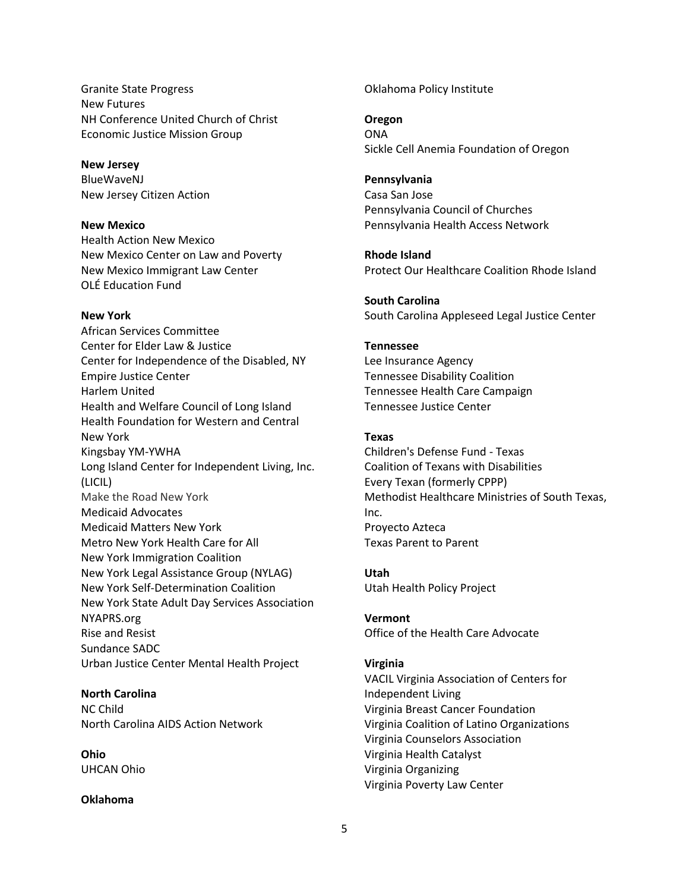Granite State Progress
New Futures
NH Conference United Church of Christ Economic Justice Mission Group

**New Jersey**
BlueWaveNJ
New Jersey Citizen Action

**New Mexico**
Health Action New Mexico
New Mexico Center on Law and Poverty
New Mexico Immigrant Law Center
OLÉ Education Fund

**New York**
African Services Committee
Center for Elder Law & Justice
Center for Independence of the Disabled, NY
Empire Justice Center
Harlem United
Health and Welfare Council of Long Island
Health Foundation for Western and Central New York
Kingsbay YM-YWHA
Long Island Center for Independent Living, Inc. (LICIL)
Make the Road New York
Medicaid Advocates
Medicaid Matters New York
Metro New York Health Care for All
New York Immigration Coalition
New York Legal Assistance Group (NYLAG)
New York Self-Determination Coalition
New York State Adult Day Services Association
NYAPRS.org
Rise and Resist
Sundance SADC
Urban Justice Center Mental Health Project

**North Carolina**
NC Child
North Carolina AIDS Action Network

**Ohio**
UHCAN Ohio

**Oklahoma**
Oklahoma Policy Institute

**Oregon**
ONA
Sickle Cell Anemia Foundation of Oregon

**Pennsylvania**
Casa San Jose
Pennsylvania Council of Churches
Pennsylvania Health Access Network

**Rhode Island**
Protect Our Healthcare Coalition Rhode Island

**South Carolina**
South Carolina Appleseed Legal Justice Center

**Tennessee**
Lee Insurance Agency
Tennessee Disability Coalition
Tennessee Health Care Campaign
Tennessee Justice Center

**Texas**
Children's Defense Fund - Texas
Coalition of Texans with Disabilities
Every Texan (formerly CPPP)
Methodist Healthcare Ministries of South Texas, Inc.
Proyecto Azteca
Texas Parent to Parent

**Utah**
Utah Health Policy Project

**Vermont**
Office of the Health Care Advocate

**Virginia**
VACIL Virginia Association of Centers for Independent Living
Virginia Breast Cancer Foundation
Virginia Coalition of Latino Organizations
Virginia Counselors Association
Virginia Health Catalyst
Virginia Organizing
Virginia Poverty Law Center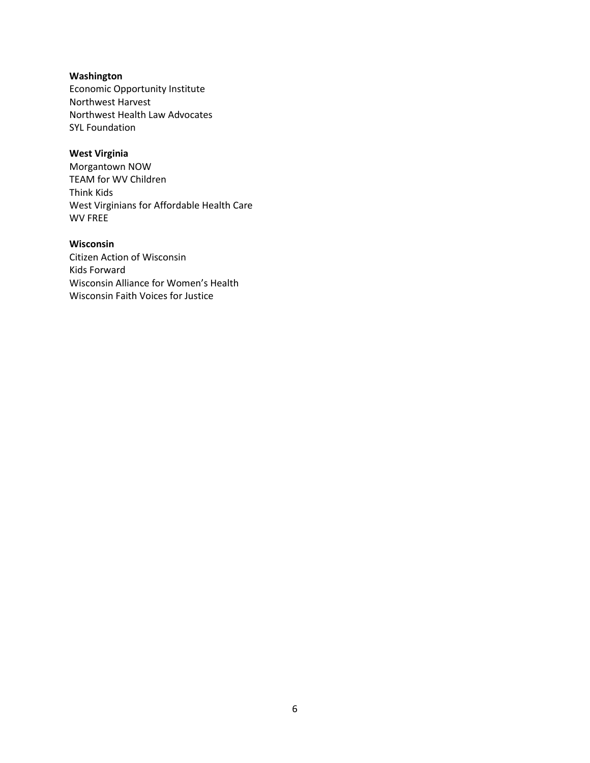**Washington**
Economic Opportunity Institute
Northwest Harvest
Northwest Health Law Advocates
SYL Foundation

**West Virginia**
Morgantown NOW
TEAM for WV Children
Think Kids
West Virginians for Affordable Health Care
WV FREE

**Wisconsin**
Citizen Action of Wisconsin
Kids Forward
Wisconsin Alliance for Women's Health
Wisconsin Faith Voices for Justice